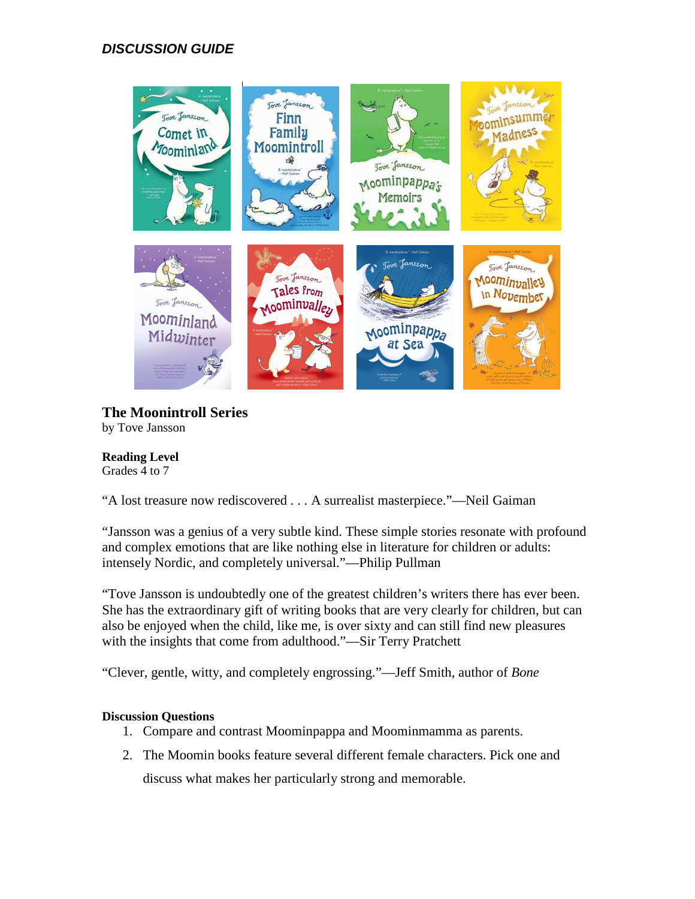***DISCUSSION GUIDE***

## The Moonintroll Series

by Tove Jansson

**Reading Level**
Grades 4 to 7

"A lost treasure now rediscovered . . . A surrealist masterpiece."—Neil Gaiman

"Jansson was a genius of a very subtle kind. These simple stories resonate with profound and complex emotions that are like nothing else in literature for children or adults: intensely Nordic, and completely universal."—Philip Pullman

"Tove Jansson is undoubtedly one of the greatest children's writers there has ever been. She has the extraordinary gift of writing books that are very clearly for children, but can also be enjoyed when the child, like me, is over sixty and can still find new pleasures with the insights that come from adulthood."—Sir Terry Pratchett

"Clever, gentle, witty, and completely engrossing."—Jeff Smith, author of *Bone*

**Discussion Questions**

1. Compare and contrast Moominpappa and Moominmamma as parents.
2. The Moomin books feature several different female characters. Pick one and discuss what makes her particularly strong and memorable.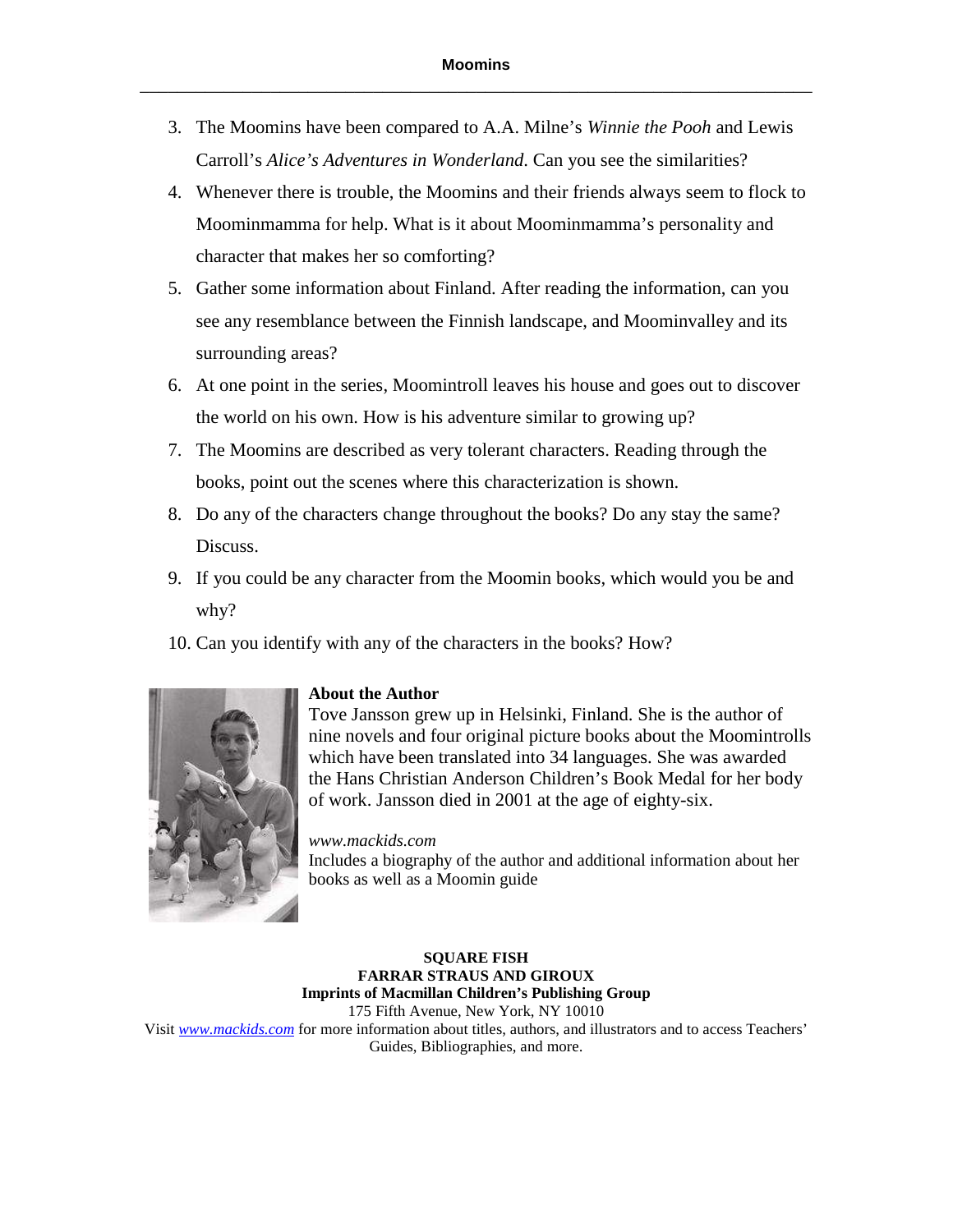3. The Moomins have been compared to A.A. Milne's *Winnie the Pooh* and Lewis Carroll's *Alice's Adventures in Wonderland*. Can you see the similarities?
4. Whenever there is trouble, the Moomins and their friends always seem to flock to Moominmamma for help. What is it about Moominmamma's personality and character that makes her so comforting?
5. Gather some information about Finland. After reading the information, can you see any resemblance between the Finnish landscape, and Moominvalley and its surrounding areas?
6. At one point in the series, Moomintroll leaves his house and goes out to discover the world on his own. How is his adventure similar to growing up?
7. The Moomins are described as very tolerant characters. Reading through the books, point out the scenes where this characterization is shown.
8. Do any of the characters change throughout the books? Do any stay the same? Discuss.
9. If you could be any character from the Moomin books, which would you be and why?
10. Can you identify with any of the characters in the books? How?

**About the Author**

Tove Jansson grew up in Helsinki, Finland. She is the author of nine novels and four original picture books about the Moomintrolls which have been translated into 34 languages. She was awarded the Hans Christian Anderson Children's Book Medal for her body of work. Jansson died in 2001 at the age of eighty-six.

*www.mackids.com*
Includes a biography of the author and additional information about her books as well as a Moomin guide

**SQUARE FISH**
**FARRAR STRAUS AND GIROUX**
**Imprints of Macmillan Children's Publishing Group**
175 Fifth Avenue, New York, NY 10010
Visit *www.mackids.com* for more information about titles, authors, and illustrators and to access Teachers' Guides, Bibliographies, and more.